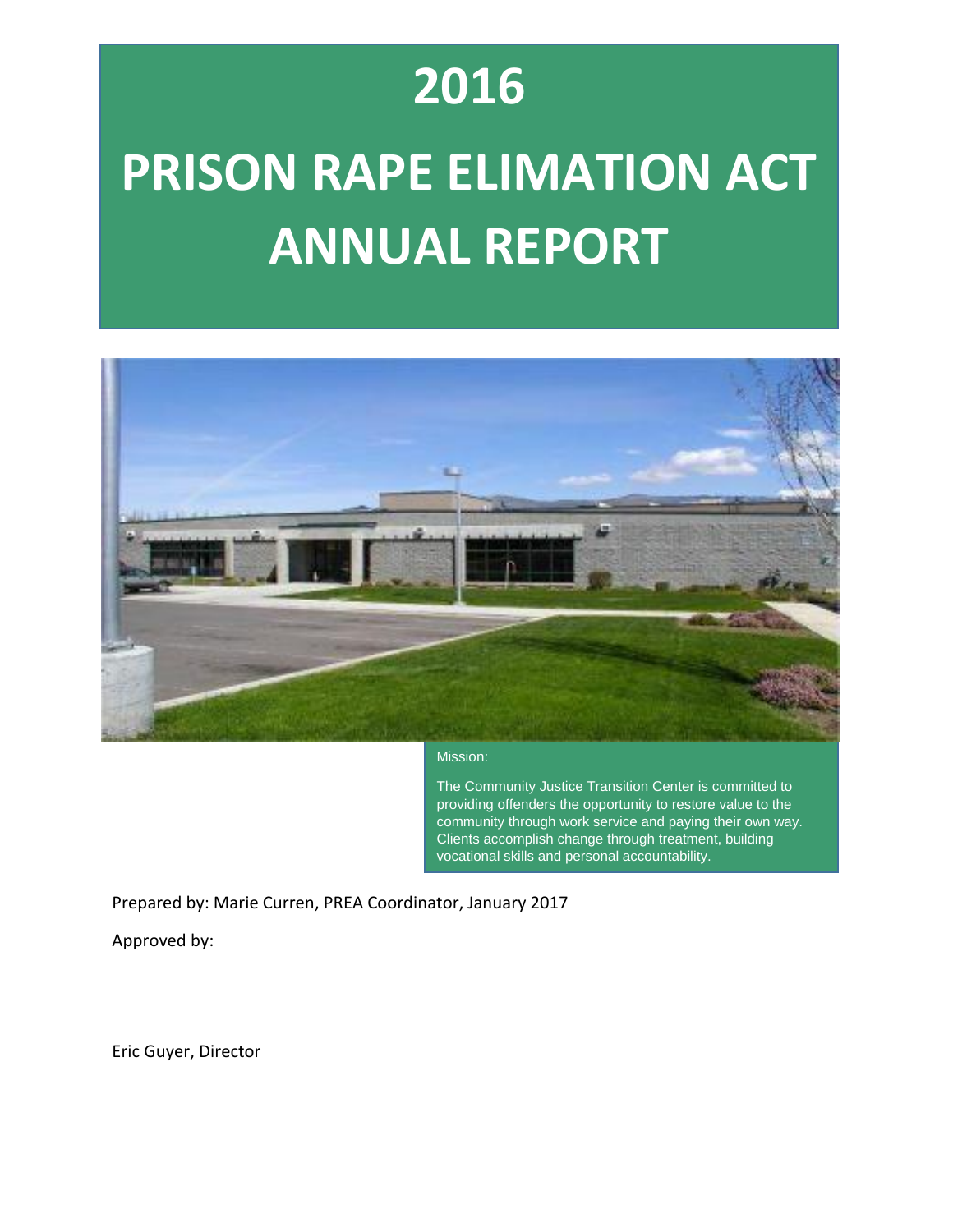# 2016

# PRISON RAPE ELIMATION ACT ANNUAL REPORT

Mission:

The Community Justice Transition Center is committed to providing offenders the opportunity to restore value to the community through work service and paying their own way. Clients accomplish change through treatment, building vocational skills and personal accountability.

Prepared by: Marie Curren, PREA Coordinator, January 2017

Approved by:

Eric Guyer, Director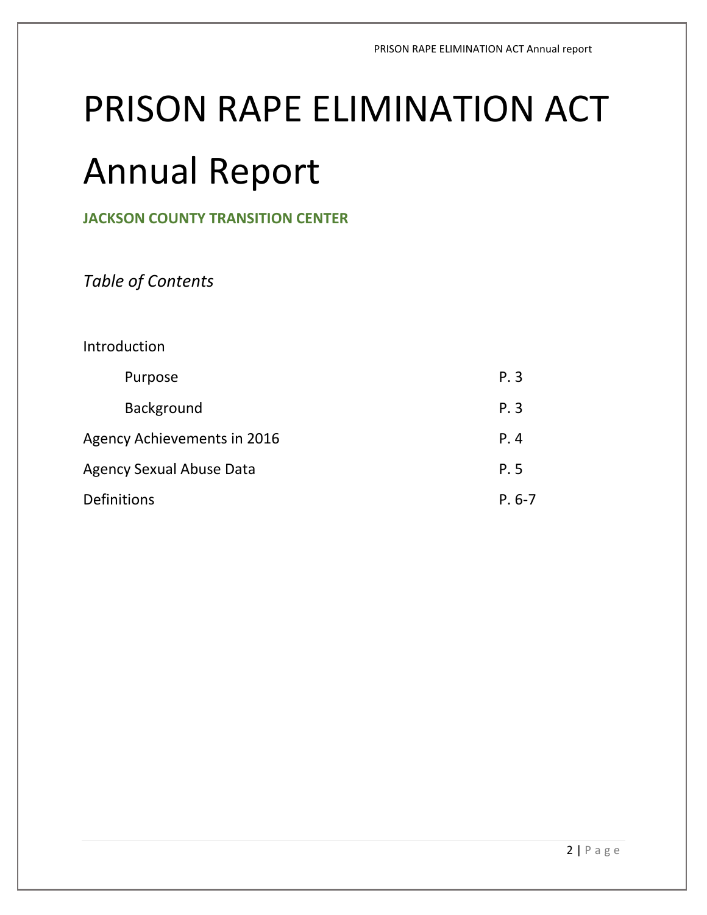# PRISON RAPE ELIMINATION ACT Annual Report

**JACKSON COUNTY TRANSITION CENTER**

*Table of Contents*

| | |
|---|---|
| Introduction | |
| Purpose | P. 3 |
| Background | P. 3 |
| Agency Achievements in 2016 | P. 4 |
| Agency Sexual Abuse Data | P. 5 |
| Definitions | P. 6-7 |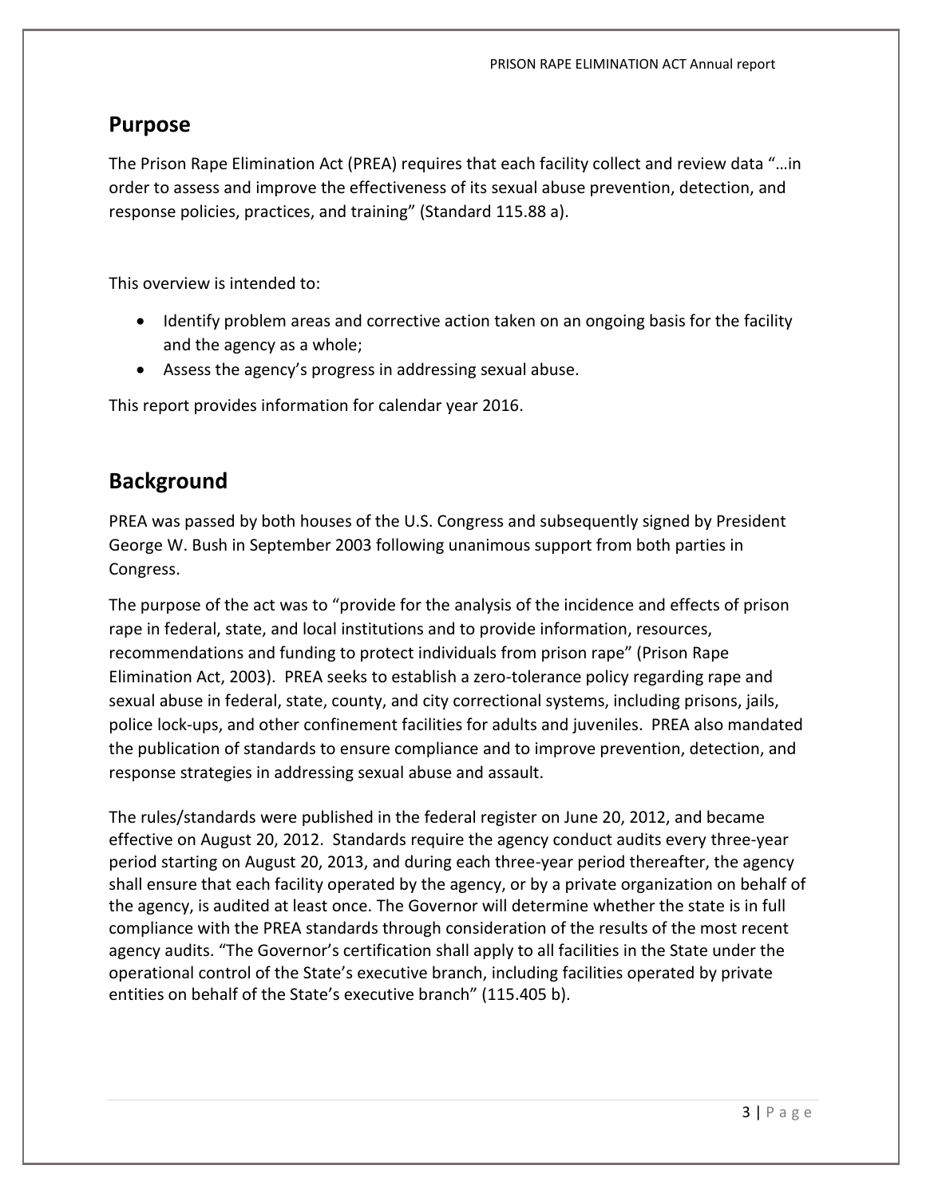## Purpose

The Prison Rape Elimination Act (PREA) requires that each facility collect and review data "…in order to assess and improve the effectiveness of its sexual abuse prevention, detection, and response policies, practices, and training" (Standard 115.88 a).

This overview is intended to:

- Identify problem areas and corrective action taken on an ongoing basis for the facility and the agency as a whole;
- Assess the agency's progress in addressing sexual abuse.

This report provides information for calendar year 2016.

## Background

PREA was passed by both houses of the U.S. Congress and subsequently signed by President George W. Bush in September 2003 following unanimous support from both parties in Congress.

The purpose of the act was to "provide for the analysis of the incidence and effects of prison rape in federal, state, and local institutions and to provide information, resources, recommendations and funding to protect individuals from prison rape" (Prison Rape Elimination Act, 2003). PREA seeks to establish a zero-tolerance policy regarding rape and sexual abuse in federal, state, county, and city correctional systems, including prisons, jails, police lock-ups, and other confinement facilities for adults and juveniles. PREA also mandated the publication of standards to ensure compliance and to improve prevention, detection, and response strategies in addressing sexual abuse and assault.

The rules/standards were published in the federal register on June 20, 2012, and became effective on August 20, 2012. Standards require the agency conduct audits every three-year period starting on August 20, 2013, and during each three-year period thereafter, the agency shall ensure that each facility operated by the agency, or by a private organization on behalf of the agency, is audited at least once. The Governor will determine whether the state is in full compliance with the PREA standards through consideration of the results of the most recent agency audits. "The Governor's certification shall apply to all facilities in the State under the operational control of the State's executive branch, including facilities operated by private entities on behalf of the State's executive branch" (115.405 b).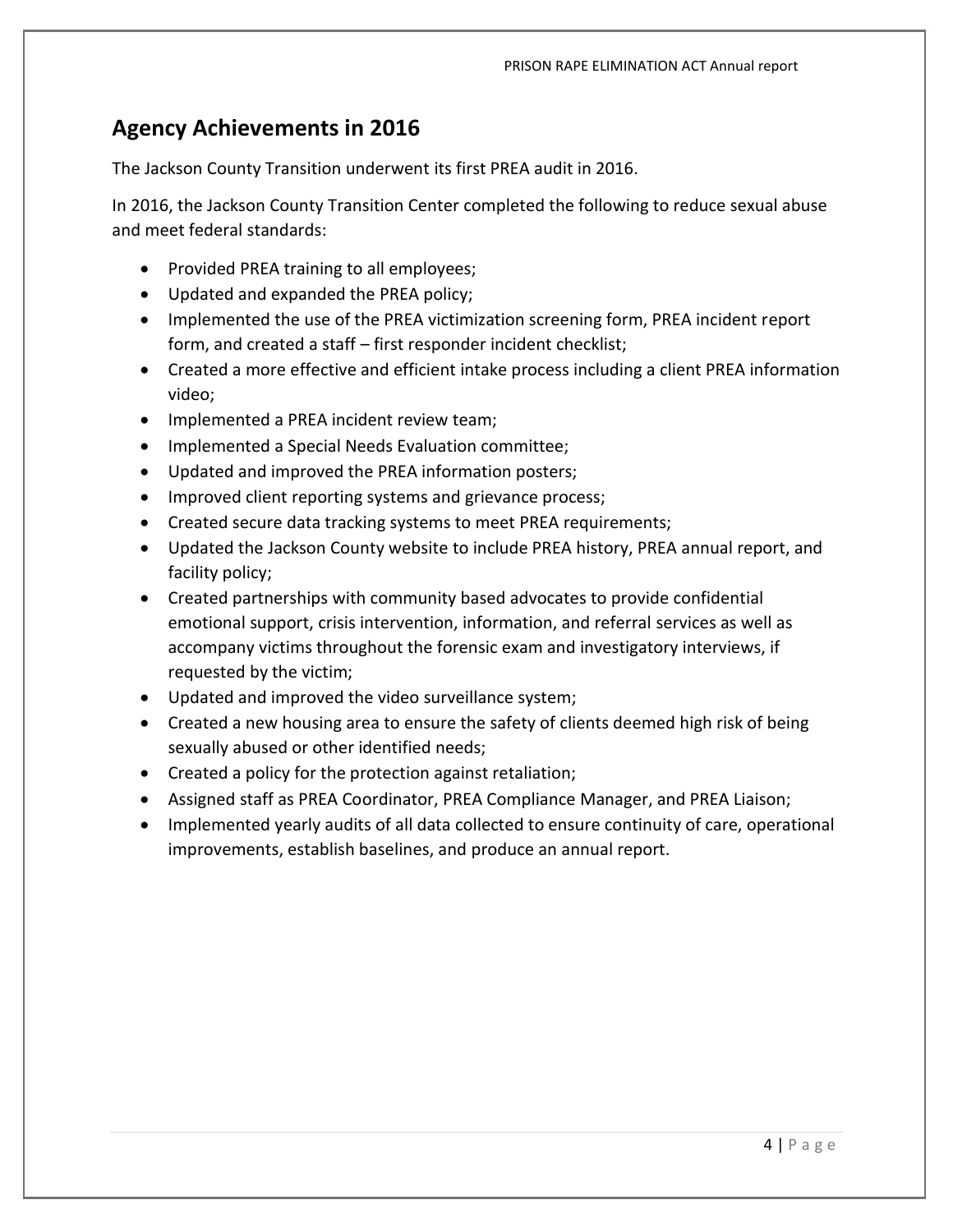## Agency Achievements in 2016

The Jackson County Transition underwent its first PREA audit in 2016.

In 2016, the Jackson County Transition Center completed the following to reduce sexual abuse and meet federal standards:

- Provided PREA training to all employees;
- Updated and expanded the PREA policy;
- Implemented the use of the PREA victimization screening form, PREA incident report form, and created a staff – first responder incident checklist;
- Created a more effective and efficient intake process including a client PREA information video;
- Implemented a PREA incident review team;
- Implemented a Special Needs Evaluation committee;
- Updated and improved the PREA information posters;
- Improved client reporting systems and grievance process;
- Created secure data tracking systems to meet PREA requirements;
- Updated the Jackson County website to include PREA history, PREA annual report, and facility policy;
- Created partnerships with community based advocates to provide confidential emotional support, crisis intervention, information, and referral services as well as accompany victims throughout the forensic exam and investigatory interviews, if requested by the victim;
- Updated and improved the video surveillance system;
- Created a new housing area to ensure the safety of clients deemed high risk of being sexually abused or other identified needs;
- Created a policy for the protection against retaliation;
- Assigned staff as PREA Coordinator, PREA Compliance Manager, and PREA Liaison;
- Implemented yearly audits of all data collected to ensure continuity of care, operational improvements, establish baselines, and produce an annual report.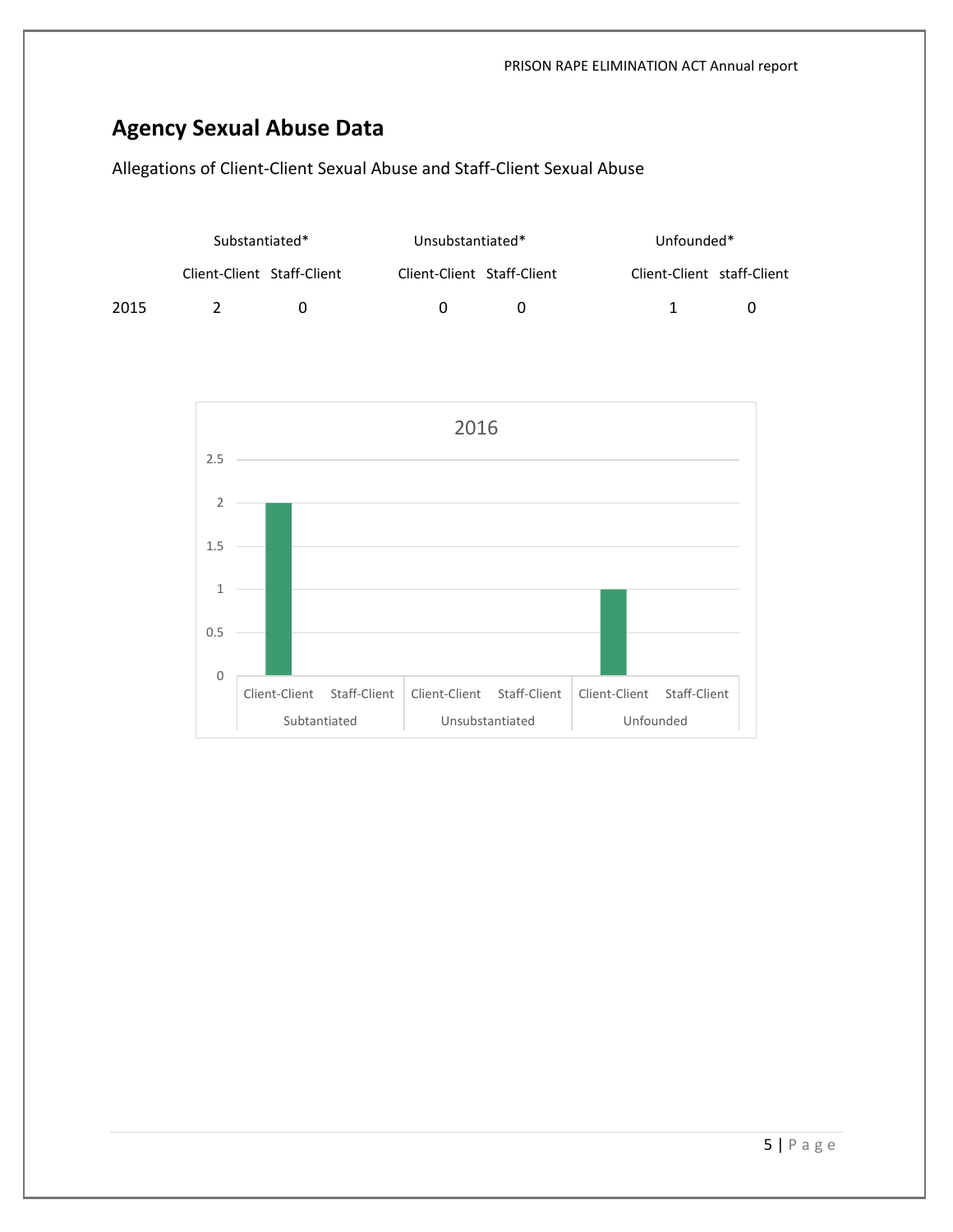## Agency Sexual Abuse Data

Allegations of Client-Client Sexual Abuse and Staff-Client Sexual Abuse

| | Substantiated* | | Unsubstantiated* | | Unfounded* | |
|---|---|---|---|---|---|---|
| | Client-Client | Staff-Client | Client-Client | Staff-Client | Client-Client | staff-Client |
| 2015 | 2 | 0 | 0 | 0 | 1 | 0 |

2016

| | Subtantiated | | Unsubstantiated | | Unfounded | |
|---|---|---|---|---|---|---|
| | Client-Client | Staff-Client | Client-Client | Staff-Client | Client-Client | Staff-Client |
| 2016 | 2 | 0 | 0 | 0 | 1 | 0 |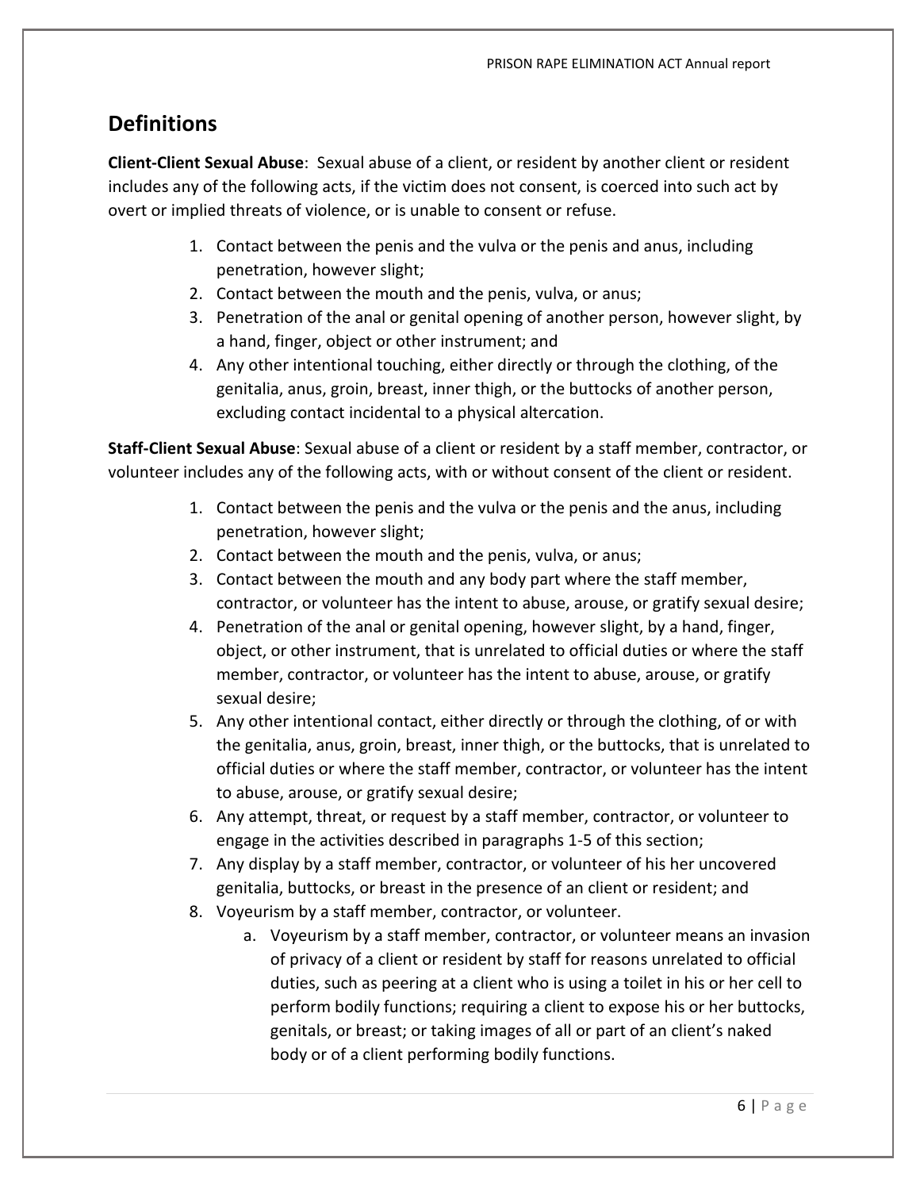## Definitions

**Client-Client Sexual Abuse**: Sexual abuse of a client, or resident by another client or resident includes any of the following acts, if the victim does not consent, is coerced into such act by overt or implied threats of violence, or is unable to consent or refuse.

1. Contact between the penis and the vulva or the penis and anus, including penetration, however slight;
2. Contact between the mouth and the penis, vulva, or anus;
3. Penetration of the anal or genital opening of another person, however slight, by a hand, finger, object or other instrument; and
4. Any other intentional touching, either directly or through the clothing, of the genitalia, anus, groin, breast, inner thigh, or the buttocks of another person, excluding contact incidental to a physical altercation.

**Staff-Client Sexual Abuse**: Sexual abuse of a client or resident by a staff member, contractor, or volunteer includes any of the following acts, with or without consent of the client or resident.

1. Contact between the penis and the vulva or the penis and the anus, including penetration, however slight;
2. Contact between the mouth and the penis, vulva, or anus;
3. Contact between the mouth and any body part where the staff member, contractor, or volunteer has the intent to abuse, arouse, or gratify sexual desire;
4. Penetration of the anal or genital opening, however slight, by a hand, finger, object, or other instrument, that is unrelated to official duties or where the staff member, contractor, or volunteer has the intent to abuse, arouse, or gratify sexual desire;
5. Any other intentional contact, either directly or through the clothing, of or with the genitalia, anus, groin, breast, inner thigh, or the buttocks, that is unrelated to official duties or where the staff member, contractor, or volunteer has the intent to abuse, arouse, or gratify sexual desire;
6. Any attempt, threat, or request by a staff member, contractor, or volunteer to engage in the activities described in paragraphs 1-5 of this section;
7. Any display by a staff member, contractor, or volunteer of his her uncovered genitalia, buttocks, or breast in the presence of an client or resident; and
8. Voyeurism by a staff member, contractor, or volunteer.
   a. Voyeurism by a staff member, contractor, or volunteer means an invasion of privacy of a client or resident by staff for reasons unrelated to official duties, such as peering at a client who is using a toilet in his or her cell to perform bodily functions; requiring a client to expose his or her buttocks, genitals, or breast; or taking images of all or part of an client's naked body or of a client performing bodily functions.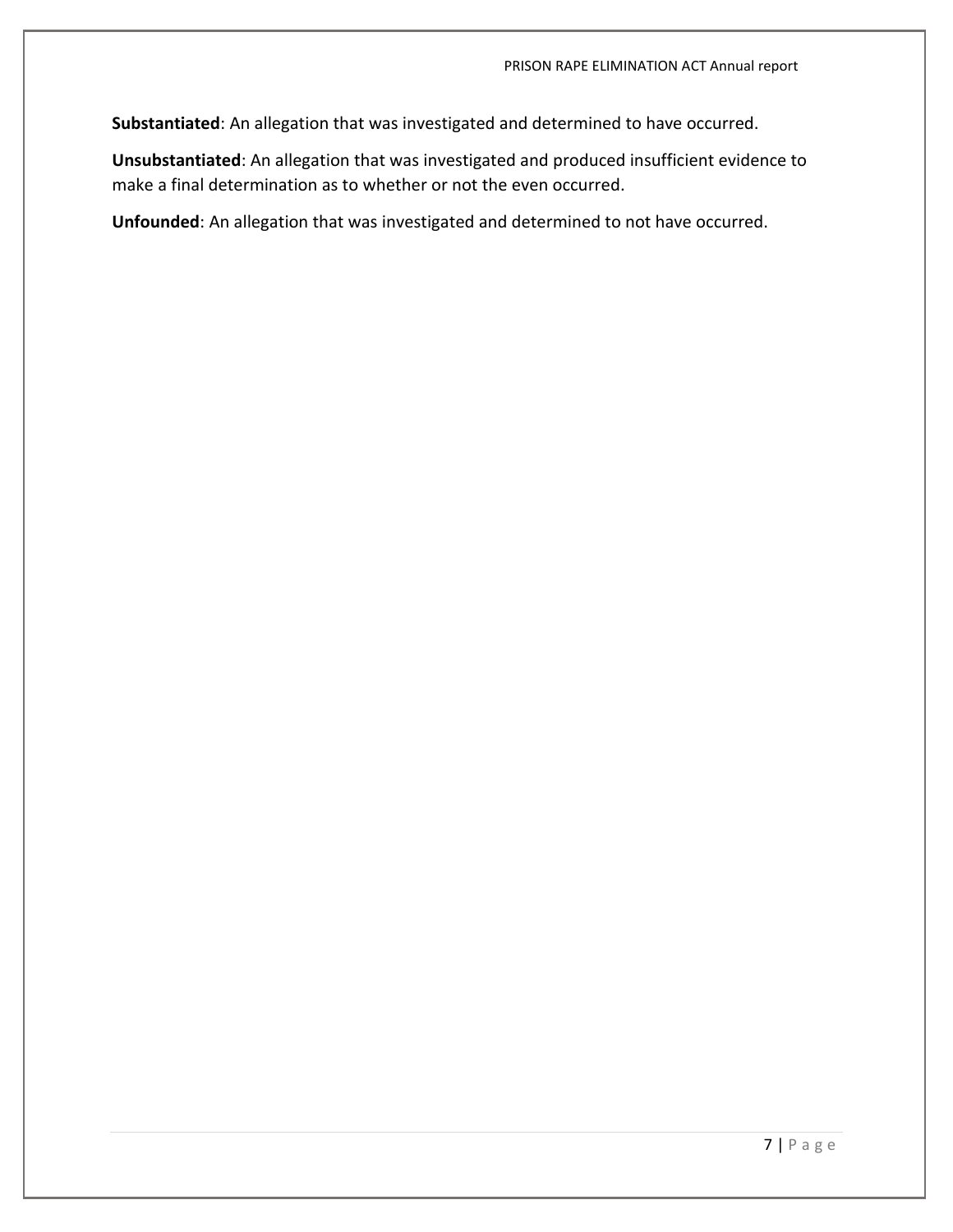**Substantiated**: An allegation that was investigated and determined to have occurred.

**Unsubstantiated**: An allegation that was investigated and produced insufficient evidence to make a final determination as to whether or not the even occurred.

**Unfounded**: An allegation that was investigated and determined to not have occurred.